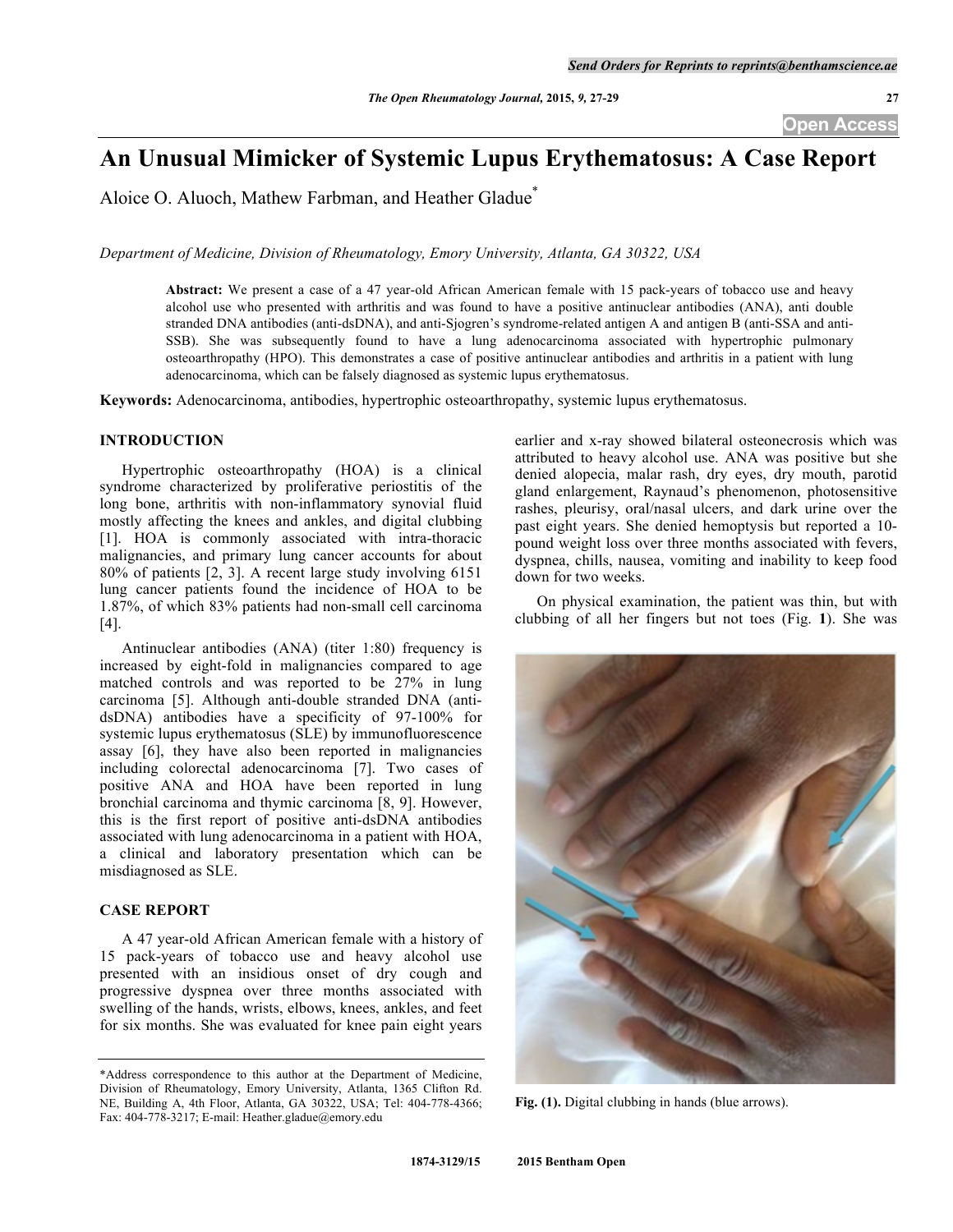# An Unusual Mimicker of Systemic Lupus Erythematosus: A Case Report

Aloice O. Aluoch, Mathew Farbman, and Heather Gladue*

*Department of Medicine, Division of Rheumatology, Emory University, Atlanta, GA 30322, USA*

**Abstract:** We present a case of a 47 year-old African American female with 15 pack-years of tobacco use and heavy alcohol use who presented with arthritis and was found to have a positive antinuclear antibodies (ANA), anti double stranded DNA antibodies (anti-dsDNA), and anti-Sjogren's syndrome-related antigen A and antigen B (anti-SSA and anti-SSB). She was subsequently found to have a lung adenocarcinoma associated with hypertrophic pulmonary osteoarthropathy (HPO). This demonstrates a case of positive antinuclear antibodies and arthritis in a patient with lung adenocarcinoma, which can be falsely diagnosed as systemic lupus erythematosus.

**Keywords:** Adenocarcinoma, antibodies, hypertrophic osteoarthropathy, systemic lupus erythematosus.

## INTRODUCTION

Hypertrophic osteoarthropathy (HOA) is a clinical syndrome characterized by proliferative periostitis of the long bone, arthritis with non-inflammatory synovial fluid mostly affecting the knees and ankles, and digital clubbing [1]. HOA is commonly associated with intra-thoracic malignancies, and primary lung cancer accounts for about 80% of patients [2, 3]. A recent large study involving 6151 lung cancer patients found the incidence of HOA to be 1.87%, of which 83% patients had non-small cell carcinoma [4].

Antinuclear antibodies (ANA) (titer 1:80) frequency is increased by eight-fold in malignancies compared to age matched controls and was reported to be 27% in lung carcinoma [5]. Although anti-double stranded DNA (anti-dsDNA) antibodies have a specificity of 97-100% for systemic lupus erythematosus (SLE) by immunofluorescence assay [6], they have also been reported in malignancies including colorectal adenocarcinoma [7]. Two cases of positive ANA and HOA have been reported in lung bronchial carcinoma and thymic carcinoma [8, 9]. However, this is the first report of positive anti-dsDNA antibodies associated with lung adenocarcinoma in a patient with HOA, a clinical and laboratory presentation which can be misdiagnosed as SLE.

## CASE REPORT

A 47 year-old African American female with a history of 15 pack-years of tobacco use and heavy alcohol use presented with an insidious onset of dry cough and progressive dyspnea over three months associated with swelling of the hands, wrists, elbows, knees, ankles, and feet for six months. She was evaluated for knee pain eight years earlier and x-ray showed bilateral osteonecrosis which was attributed to heavy alcohol use. ANA was positive but she denied alopecia, malar rash, dry eyes, dry mouth, parotid gland enlargement, Raynaud's phenomenon, photosensitive rashes, pleurisy, oral/nasal ulcers, and dark urine over the past eight years. She denied hemoptysis but reported a 10-pound weight loss over three months associated with fevers, dyspnea, chills, nausea, vomiting and inability to keep food down for two weeks.

On physical examination, the patient was thin, but with clubbing of all her fingers but not toes (Fig. **1**). She was

Fig. (1). Digital clubbing in hands (blue arrows).

*Address correspondence to this author at the Department of Medicine, Division of Rheumatology, Emory University, Atlanta, 1365 Clifton Rd. NE, Building A, 4th Floor, Atlanta, GA 30322, USA; Tel: 404-778-4366; Fax: 404-778-3217; E-mail: Heather.gladue@emory.edu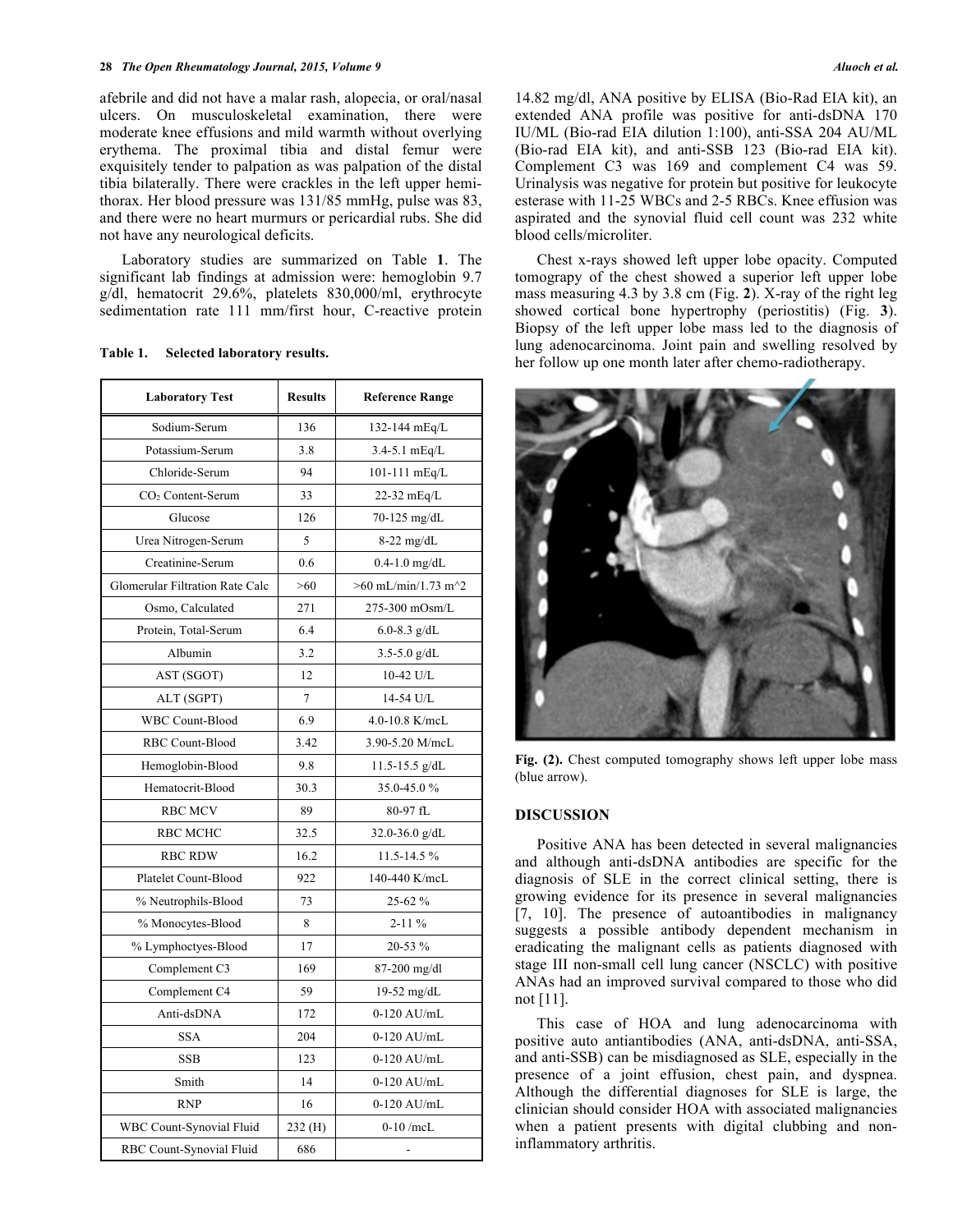afebrile and did not have a malar rash, alopecia, or oral/nasal ulcers. On musculoskeletal examination, there were moderate knee effusions and mild warmth without overlying erythema. The proximal tibia and distal femur were exquisitely tender to palpation as was palpation of the distal tibia bilaterally. There were crackles in the left upper hemi-thorax. Her blood pressure was 131/85 mmHg, pulse was 83, and there were no heart murmurs or pericardial rubs. She did not have any neurological deficits.

Laboratory studies are summarized on Table **1**. The significant lab findings at admission were: hemoglobin 9.7 g/dl, hematocrit 29.6%, platelets 830,000/ml, erythrocyte sedimentation rate 111 mm/first hour, C-reactive protein 14.82 mg/dl, ANA positive by ELISA (Bio-Rad EIA kit), an extended ANA profile was positive for anti-dsDNA 170 IU/ML (Bio-rad EIA dilution 1:100), anti-SSA 204 AU/ML (Bio-rad EIA kit), and anti-SSB 123 (Bio-rad EIA kit). Complement C3 was 169 and complement C4 was 59. Urinalysis was negative for protein but positive for leukocyte esterase with 11-25 WBCs and 2-5 RBCs. Knee effusion was aspirated and the synovial fluid cell count was 232 white blood cells/microliter.

**Table 1. Selected laboratory results.**

| Laboratory Test | Results | Reference Range |
|---|---|---|
| Sodium-Serum | 136 | 132-144 mEq/L |
| Potassium-Serum | 3.8 | 3.4-5.1 mEq/L |
| Chloride-Serum | 94 | 101-111 mEq/L |
| $CO_2$ Content-Serum | 33 | 22-32 mEq/L |
| Glucose | 126 | 70-125 mg/dL |
| Urea Nitrogen-Serum | 5 | 8-22 mg/dL |
| Creatinine-Serum | 0.6 | 0.4-1.0 mg/dL |
| Glomerular Filtration Rate Calc | >60 | >60 mL/min/1.73 m^2 |
| Osmo, Calculated | 271 | 275-300 mOsm/L |
| Protein, Total-Serum | 6.4 | 6.0-8.3 g/dL |
| Albumin | 3.2 | 3.5-5.0 g/dL |
| AST (SGOT) | 12 | 10-42 U/L |
| ALT (SGPT) | 7 | 14-54 U/L |
| WBC Count-Blood | 6.9 | 4.0-10.8 K/mcL |
| RBC Count-Blood | 3.42 | 3.90-5.20 M/mcL |
| Hemoglobin-Blood | 9.8 | 11.5-15.5 g/dL |
| Hematocrit-Blood | 30.3 | 35.0-45.0 % |
| RBC MCV | 89 | 80-97 fL |
| RBC MCHC | 32.5 | 32.0-36.0 g/dL |
| RBC RDW | 16.2 | 11.5-14.5 % |
| Platelet Count-Blood | 922 | 140-440 K/mcL |
| % Neutrophils-Blood | 73 | 25-62 % |
| % Monocytes-Blood | 8 | 2-11 % |
| % Lymphoctyes-Blood | 17 | 20-53 % |
| Complement C3 | 169 | 87-200 mg/dl |
| Complement C4 | 59 | 19-52 mg/dL |
| Anti-dsDNA | 172 | 0-120 AU/mL |
| SSA | 204 | 0-120 AU/mL |
| SSB | 123 | 0-120 AU/mL |
| Smith | 14 | 0-120 AU/mL |
| RNP | 16 | 0-120 AU/mL |
| WBC Count-Synovial Fluid | 232 (H) | 0-10 /mcL |
| RBC Count-Synovial Fluid | 686 | - |

Chest x-rays showed left upper lobe opacity. Computed tomography of the chest showed a superior left upper lobe mass measuring 4.3 by 3.8 cm (Fig. **2**). X-ray of the right leg showed cortical bone hypertrophy (periostitis) (Fig. **3**). Biopsy of the left upper lobe mass led to the diagnosis of lung adenocarcinoma. Joint pain and swelling resolved by her follow up one month later after chemo-radiotherapy.

**Fig. (2).** Chest computed tomography shows left upper lobe mass (blue arrow).

## DISCUSSION

Positive ANA has been detected in several malignancies and although anti-dsDNA antibodies are specific for the diagnosis of SLE in the correct clinical setting, there is growing evidence for its presence in several malignancies [7, 10]. The presence of autoantibodies in malignancy suggests a possible antibody dependent mechanism in eradicating the malignant cells as patients diagnosed with stage III non-small cell lung cancer (NSCLC) with positive ANAs had an improved survival compared to those who did not [11].

This case of HOA and lung adenocarcinoma with positive auto antiantibodies (ANA, anti-dsDNA, anti-SSA, and anti-SSB) can be misdiagnosed as SLE, especially in the presence of a joint effusion, chest pain, and dyspnea. Although the differential diagnoses for SLE is large, the clinician should consider HOA with associated malignancies when a patient presents with digital clubbing and non-inflammatory arthritis.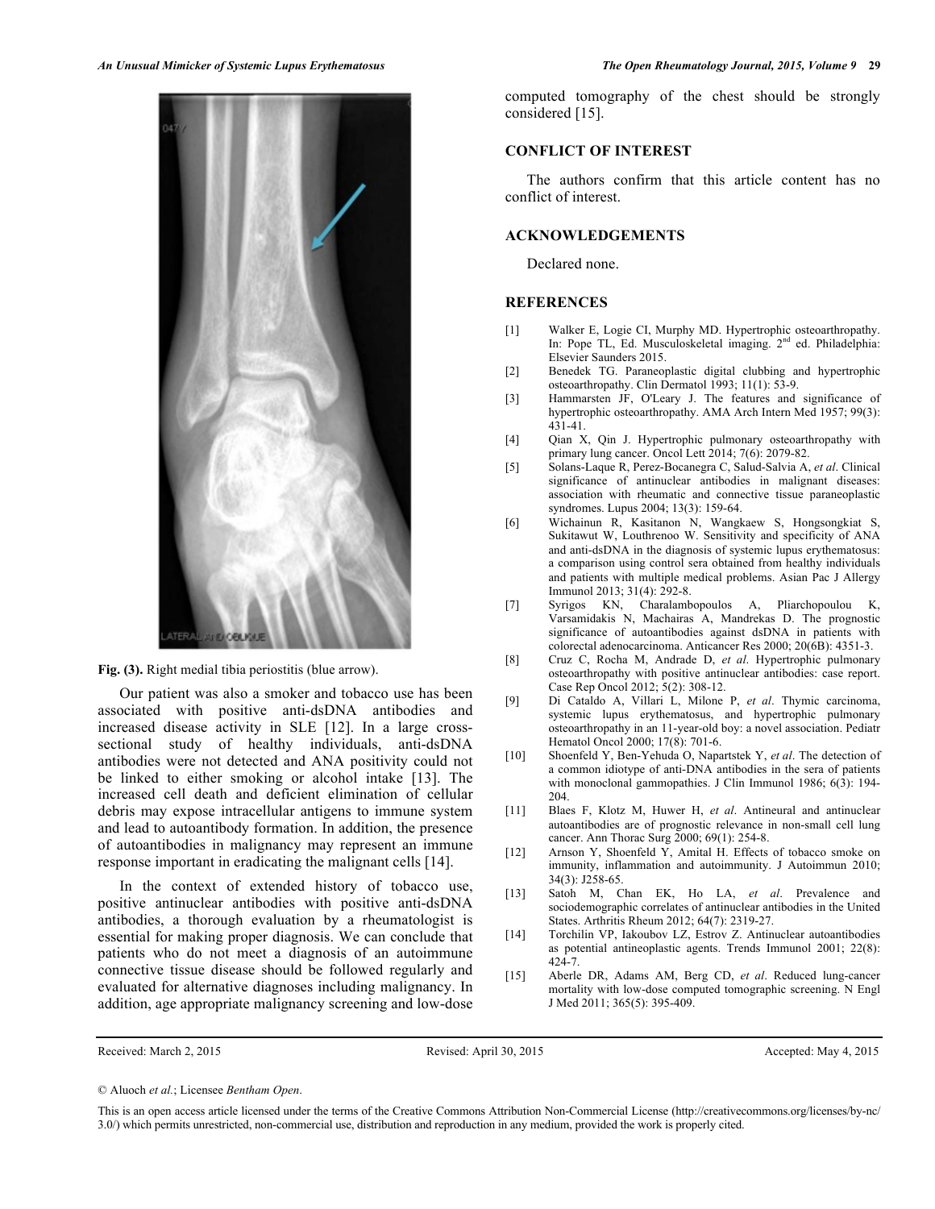Fig. (3). Right medial tibia periostitis (blue arrow).

Our patient was also a smoker and tobacco use has been associated with positive anti-dsDNA antibodies and increased disease activity in SLE [12]. In a large cross-sectional study of healthy individuals, anti-dsDNA antibodies were not detected and ANA positivity could not be linked to either smoking or alcohol intake [13]. The increased cell death and deficient elimination of cellular debris may expose intracellular antigens to immune system and lead to autoantibody formation. In addition, the presence of autoantibodies in malignancy may represent an immune response important in eradicating the malignant cells [14].

In the context of extended history of tobacco use, positive antinuclear antibodies with positive anti-dsDNA antibodies, a thorough evaluation by a rheumatologist is essential for making proper diagnosis. We can conclude that patients who do not meet a diagnosis of an autoimmune connective tissue disease should be followed regularly and evaluated for alternative diagnoses including malignancy. In addition, age appropriate malignancy screening and low-dose computed tomography of the chest should be strongly considered [15].

## CONFLICT OF INTEREST

The authors confirm that this article content has no conflict of interest.

## ACKNOWLEDGEMENTS

Declared none.

## REFERENCES

[1] Walker E, Logie CI, Murphy MD. Hypertrophic osteoarthropathy. In: Pope TL, Ed. Musculoskeletal imaging. 2nd ed. Philadelphia: Elsevier Saunders 2015.

[2] Benedek TG. Paraneoplastic digital clubbing and hypertrophic osteoarthropathy. Clin Dermatol 1993; 11(1): 53-9.

[3] Hammarsten JF, O'Leary J. The features and significance of hypertrophic osteoarthropathy. AMA Arch Intern Med 1957; 99(3): 431-41.

[4] Qian X, Qin J. Hypertrophic pulmonary osteoarthropathy with primary lung cancer. Oncol Lett 2014; 7(6): 2079-82.

[5] Solans-Laque R, Perez-Bocanegra C, Salud-Salvia A, *et al*. Clinical significance of antinuclear antibodies in malignant diseases: association with rheumatic and connective tissue paraneoplastic syndromes. Lupus 2004; 13(3): 159-64.

[6] Wichainun R, Kasitanon N, Wangkaew S, Hongsongkiat S, Sukitawut W, Louthrenoo W. Sensitivity and specificity of ANA and anti-dsDNA in the diagnosis of systemic lupus erythematosus: a comparison using control sera obtained from healthy individuals and patients with multiple medical problems. Asian Pac J Allergy Immunol 2013; 31(4): 292-8.

[7] Syrigos KN, Charalambopoulos A, Pliarchopoulou K, Varsamidakis N, Machairas A, Mandrekas D. The prognostic significance of autoantibodies against dsDNA in patients with colorectal adenocarcinoma. Anticancer Res 2000; 20(6B): 4351-3.

[8] Cruz C, Rocha M, Andrade D, *et al*. Hypertrophic pulmonary osteoarthropathy with positive antinuclear antibodies: case report. Case Rep Oncol 2012; 5(2): 308-12.

[9] Di Cataldo A, Villari L, Milone P, *et al*. Thymic carcinoma, systemic lupus erythematosus, and hypertrophic pulmonary osteoarthropathy in an 11-year-old boy: a novel association. Pediatr Hematol Oncol 2000; 17(8): 701-6.

[10] Shoenfeld Y, Ben-Yehuda O, Napartstek Y, *et al*. The detection of a common idiotype of anti-DNA antibodies in the sera of patients with monoclonal gammopathies. J Clin Immunol 1986; 6(3): 194-204.

[11] Blaes F, Klotz M, Huwer H, *et al*. Antineural and antinuclear autoantibodies are of prognostic relevance in non-small cell lung cancer. Ann Thorac Surg 2000; 69(1): 254-8.

[12] Arnson Y, Shoenfeld Y, Amital H. Effects of tobacco smoke on immunity, inflammation and autoimmunity. J Autoimmun 2010; 34(3): J258-65.

[13] Satoh M, Chan EK, Ho LA, *et al*. Prevalence and sociodemographic correlates of antinuclear antibodies in the United States. Arthritis Rheum 2012; 64(7): 2319-27.

[14] Torchilin VP, Iakoubov LZ, Estrov Z. Antinuclear autoantibodies as potential antineoplastic agents. Trends Immunol 2001; 22(8): 424-7.

[15] Aberle DR, Adams AM, Berg CD, *et al*. Reduced lung-cancer mortality with low-dose computed tomographic screening. N Engl J Med 2011; 365(5): 395-409.

Received: March 2, 2015 Revised: April 30, 2015 Accepted: May 4, 2015

© Aluoch *et al*.; Licensee *Bentham Open*.

This is an open access article licensed under the terms of the Creative Commons Attribution Non-Commercial License (http://creativecommons.org/licenses/by-nc/3.0/) which permits unrestricted, non-commercial use, distribution and reproduction in any medium, provided the work is properly cited.